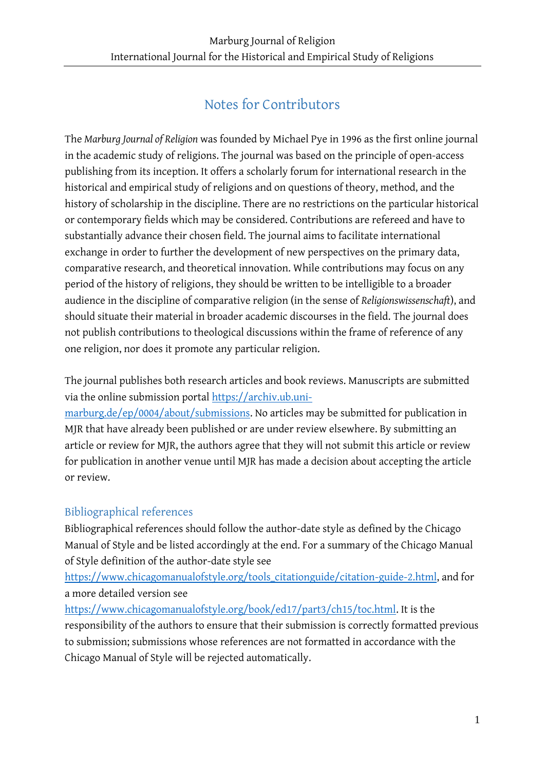# Notes for Contributors

The *Marburg Journal of Religion* was founded by Michael Pye in 1996 as the first online journal in the academic study of religions. The journal was based on the principle of open-access publishing from its inception. It offers a scholarly forum for international research in the historical and empirical study of religions and on questions of theory, method, and the history of scholarship in the discipline. There are no restrictions on the particular historical or contemporary fields which may be considered. Contributions are refereed and have to substantially advance their chosen field. The journal aims to facilitate international exchange in order to further the development of new perspectives on the primary data, comparative research, and theoretical innovation. While contributions may focus on any period of the history of religions, they should be written to be intelligible to a broader audience in the discipline of comparative religion (in the sense of *Religionswissenschaft*), and should situate their material in broader academic discourses in the field. The journal does not publish contributions to theological discussions within the frame of reference of any one religion, nor does it promote any particular religion.

The journal publishes both research articles and book reviews. Manuscripts are submitted via the online submission portal https://archiv.ub.uni-marburg.de/ep/0004/about/submissions. No articles may be submitted for publication in MJR that have already been published or are under review elsewhere. By submitting an article or review for MJR, the authors agree that they will not submit this article or review for publication in another venue until MJR has made a decision about accepting the article or review.

## Bibliographical references

Bibliographical references should follow the author-date style as defined by the Chicago Manual of Style and be listed accordingly at the end. For a summary of the Chicago Manual of Style definition of the author-date style see https://www.chicagomanualofstyle.org/tools_citationguide/citation-guide-2.html, and for a more detailed version see https://www.chicagomanualofstyle.org/book/ed17/part3/ch15/toc.html. It is the responsibility of the authors to ensure that their submission is correctly formatted previous to submission; submissions whose references are not formatted in accordance with the Chicago Manual of Style will be rejected automatically.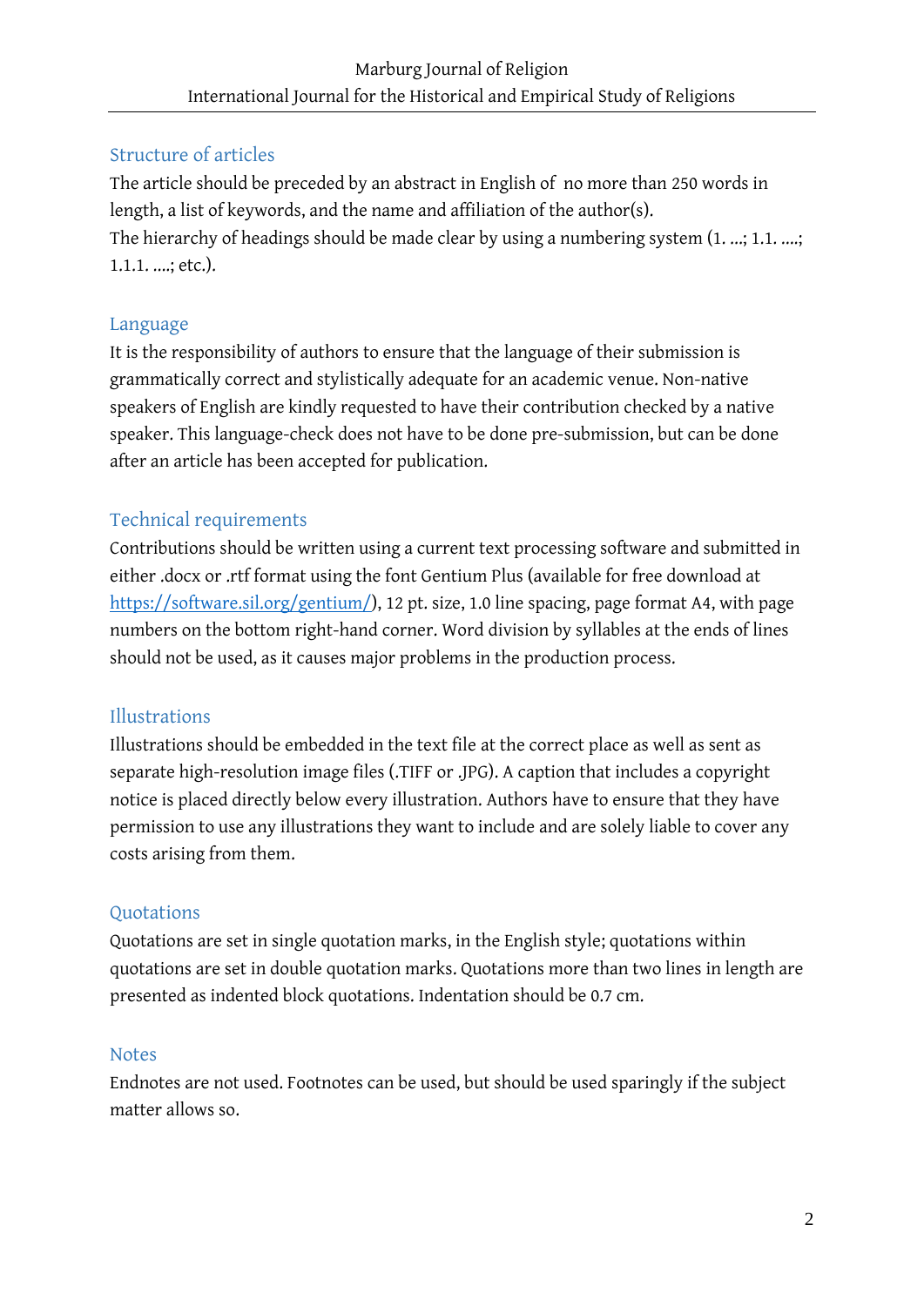## Structure of articles

The article should be preceded by an abstract in English of no more than 250 words in length, a list of keywords, and the name and affiliation of the author(s).
The hierarchy of headings should be made clear by using a numbering system (1. ...; 1.1. ....; 1.1.1. ....; etc.).

## Language

It is the responsibility of authors to ensure that the language of their submission is grammatically correct and stylistically adequate for an academic venue. Non-native speakers of English are kindly requested to have their contribution checked by a native speaker. This language-check does not have to be done pre-submission, but can be done after an article has been accepted for publication.

## Technical requirements

Contributions should be written using a current text processing software and submitted in either .docx or .rtf format using the font Gentium Plus (available for free download at https://software.sil.org/gentium/), 12 pt. size, 1.0 line spacing, page format A4, with page numbers on the bottom right-hand corner. Word division by syllables at the ends of lines should not be used, as it causes major problems in the production process.

## Illustrations

Illustrations should be embedded in the text file at the correct place as well as sent as separate high-resolution image files (.TIFF or .JPG). A caption that includes a copyright notice is placed directly below every illustration. Authors have to ensure that they have permission to use any illustrations they want to include and are solely liable to cover any costs arising from them.

## Quotations

Quotations are set in single quotation marks, in the English style; quotations within quotations are set in double quotation marks. Quotations more than two lines in length are presented as indented block quotations. Indentation should be 0.7 cm.

## Notes

Endnotes are not used. Footnotes can be used, but should be used sparingly if the subject matter allows so.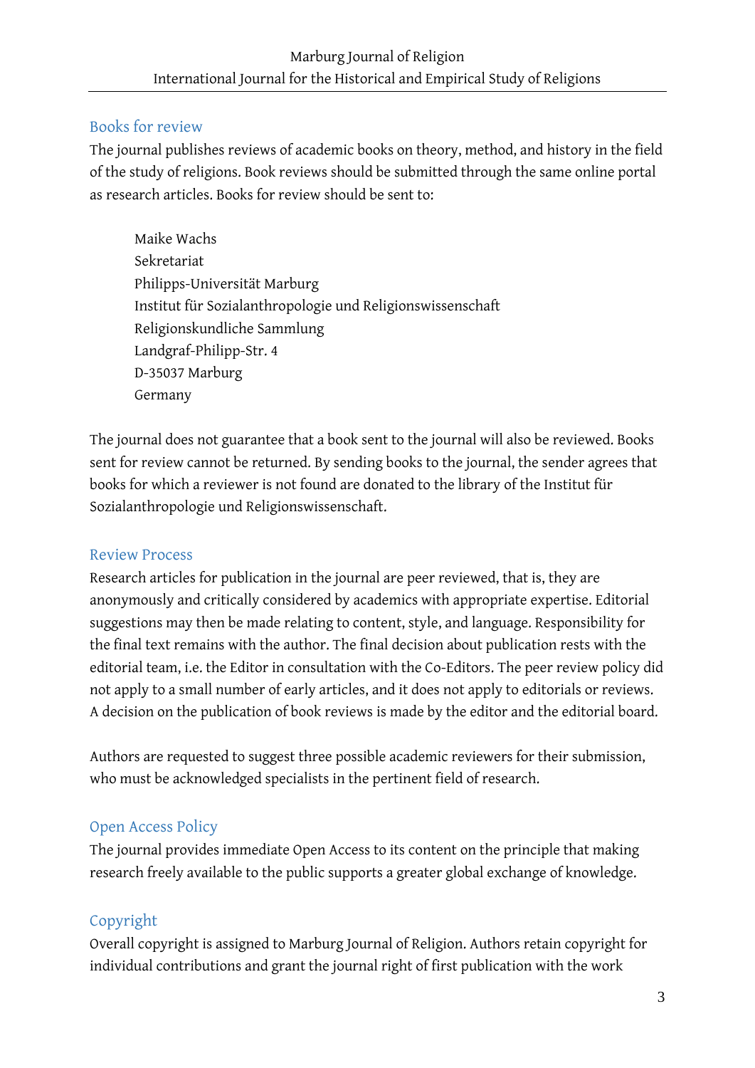## Books for review

The journal publishes reviews of academic books on theory, method, and history in the field of the study of religions. Book reviews should be submitted through the same online portal as research articles. Books for review should be sent to:

> Maike Wachs
> Sekretariat
> Philipps-Universität Marburg
> Institut für Sozialanthropologie und Religionswissenschaft
> Religionskundliche Sammlung
> Landgraf-Philipp-Str. 4
> D-35037 Marburg
> Germany

The journal does not guarantee that a book sent to the journal will also be reviewed. Books sent for review cannot be returned. By sending books to the journal, the sender agrees that books for which a reviewer is not found are donated to the library of the Institut für Sozialanthropologie und Religionswissenschaft.

## Review Process

Research articles for publication in the journal are peer reviewed, that is, they are anonymously and critically considered by academics with appropriate expertise. Editorial suggestions may then be made relating to content, style, and language. Responsibility for the final text remains with the author. The final decision about publication rests with the editorial team, i.e. the Editor in consultation with the Co-Editors. The peer review policy did not apply to a small number of early articles, and it does not apply to editorials or reviews. A decision on the publication of book reviews is made by the editor and the editorial board.

Authors are requested to suggest three possible academic reviewers for their submission, who must be acknowledged specialists in the pertinent field of research.

## Open Access Policy

The journal provides immediate Open Access to its content on the principle that making research freely available to the public supports a greater global exchange of knowledge.

## Copyright

Overall copyright is assigned to Marburg Journal of Religion. Authors retain copyright for individual contributions and grant the journal right of first publication with the work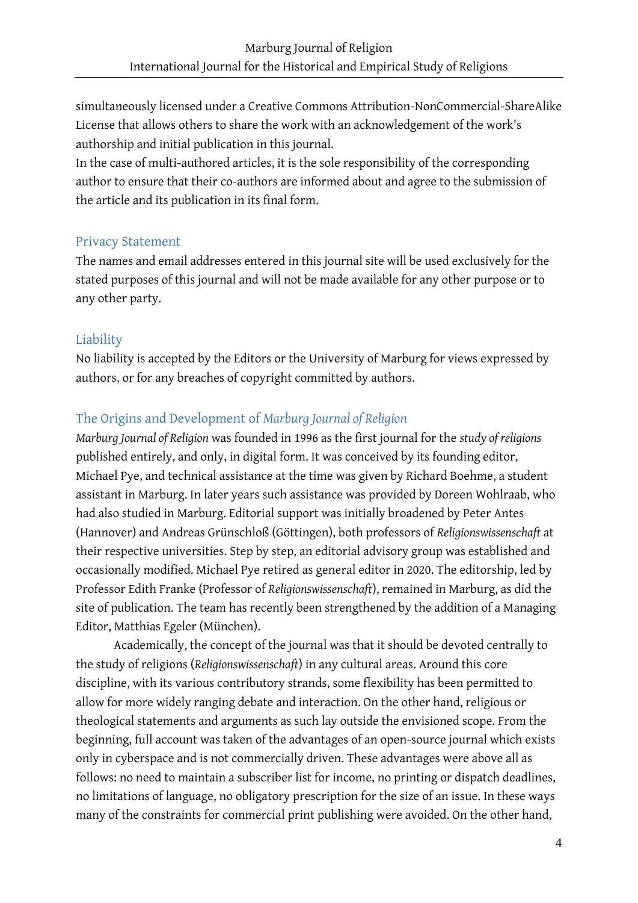simultaneously licensed under a Creative Commons Attribution-NonCommercial-ShareAlike License that allows others to share the work with an acknowledgement of the work's authorship and initial publication in this journal.
In the case of multi-authored articles, it is the sole responsibility of the corresponding author to ensure that their co-authors are informed about and agree to the submission of the article and its publication in its final form.

## Privacy Statement

The names and email addresses entered in this journal site will be used exclusively for the stated purposes of this journal and will not be made available for any other purpose or to any other party.

## Liability

No liability is accepted by the Editors or the University of Marburg for views expressed by authors, or for any breaches of copyright committed by authors.

## The Origins and Development of *Marburg Journal of Religion*

*Marburg Journal of Religion* was founded in 1996 as the first journal for the *study of religions* published entirely, and only, in digital form. It was conceived by its founding editor, Michael Pye, and technical assistance at the time was given by Richard Boehme, a student assistant in Marburg. In later years such assistance was provided by Doreen Wohlraab, who had also studied in Marburg. Editorial support was initially broadened by Peter Antes (Hannover) and Andreas Grünschloß (Göttingen), both professors of *Religionswissenschaft* at their respective universities. Step by step, an editorial advisory group was established and occasionally modified. Michael Pye retired as general editor in 2020. The editorship, led by Professor Edith Franke (Professor of *Religionswissenschaft*), remained in Marburg, as did the site of publication. The team has recently been strengthened by the addition of a Managing Editor, Matthias Egeler (München).

Academically, the concept of the journal was that it should be devoted centrally to the study of religions (*Religionswissenschaft*) in any cultural areas. Around this core discipline, with its various contributory strands, some flexibility has been permitted to allow for more widely ranging debate and interaction. On the other hand, religious or theological statements and arguments as such lay outside the envisioned scope. From the beginning, full account was taken of the advantages of an open-source journal which exists only in cyberspace and is not commercially driven. These advantages were above all as follows: no need to maintain a subscriber list for income, no printing or dispatch deadlines, no limitations of language, no obligatory prescription for the size of an issue. In these ways many of the constraints for commercial print publishing were avoided. On the other hand,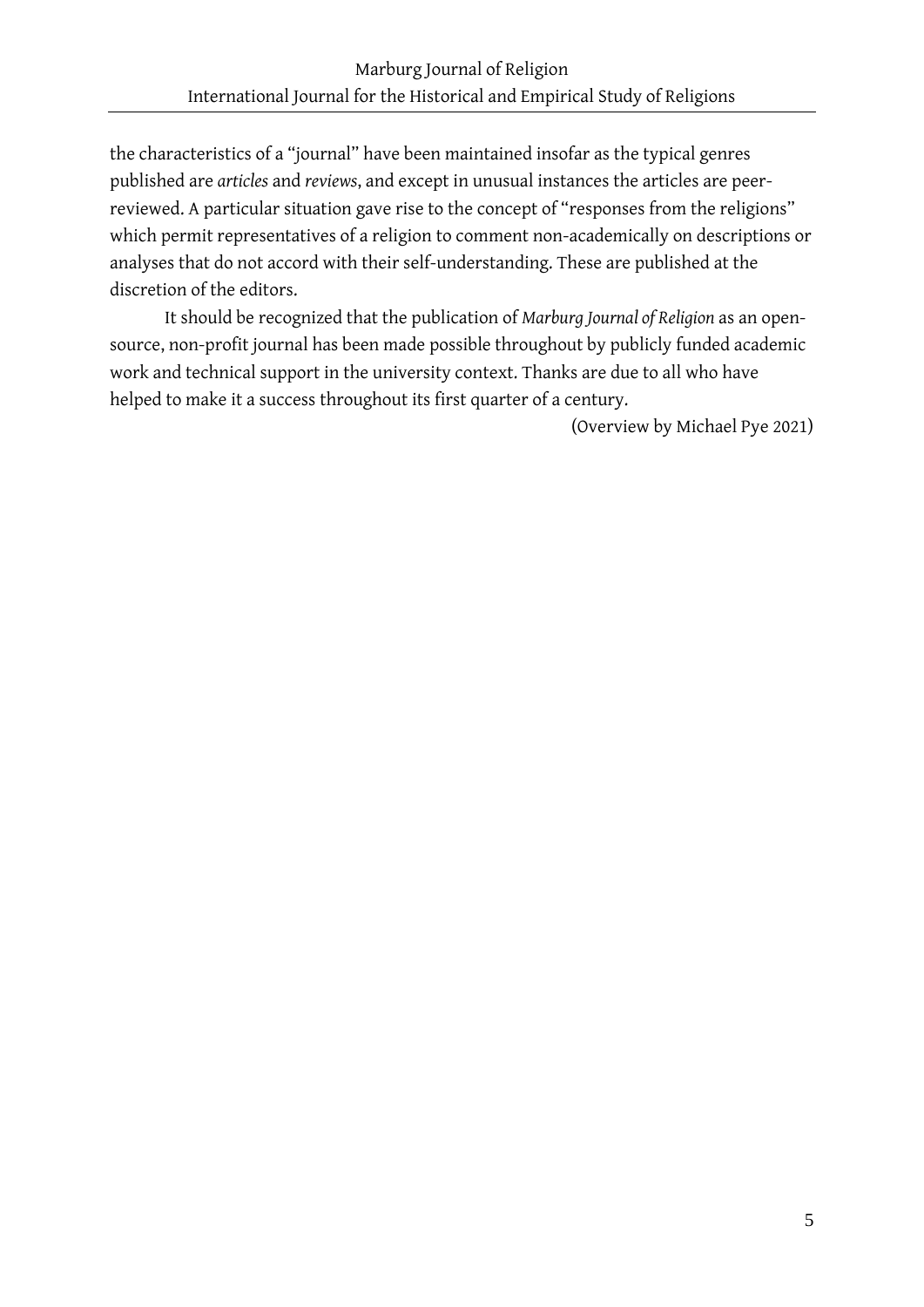the characteristics of a "journal" have been maintained insofar as the typical genres published are *articles* and *reviews*, and except in unusual instances the articles are peer-reviewed. A particular situation gave rise to the concept of "responses from the religions" which permit representatives of a religion to comment non-academically on descriptions or analyses that do not accord with their self-understanding. These are published at the discretion of the editors.

It should be recognized that the publication of *Marburg Journal of Religion* as an open-source, non-profit journal has been made possible throughout by publicly funded academic work and technical support in the university context. Thanks are due to all who have helped to make it a success throughout its first quarter of a century.

(Overview by Michael Pye 2021)